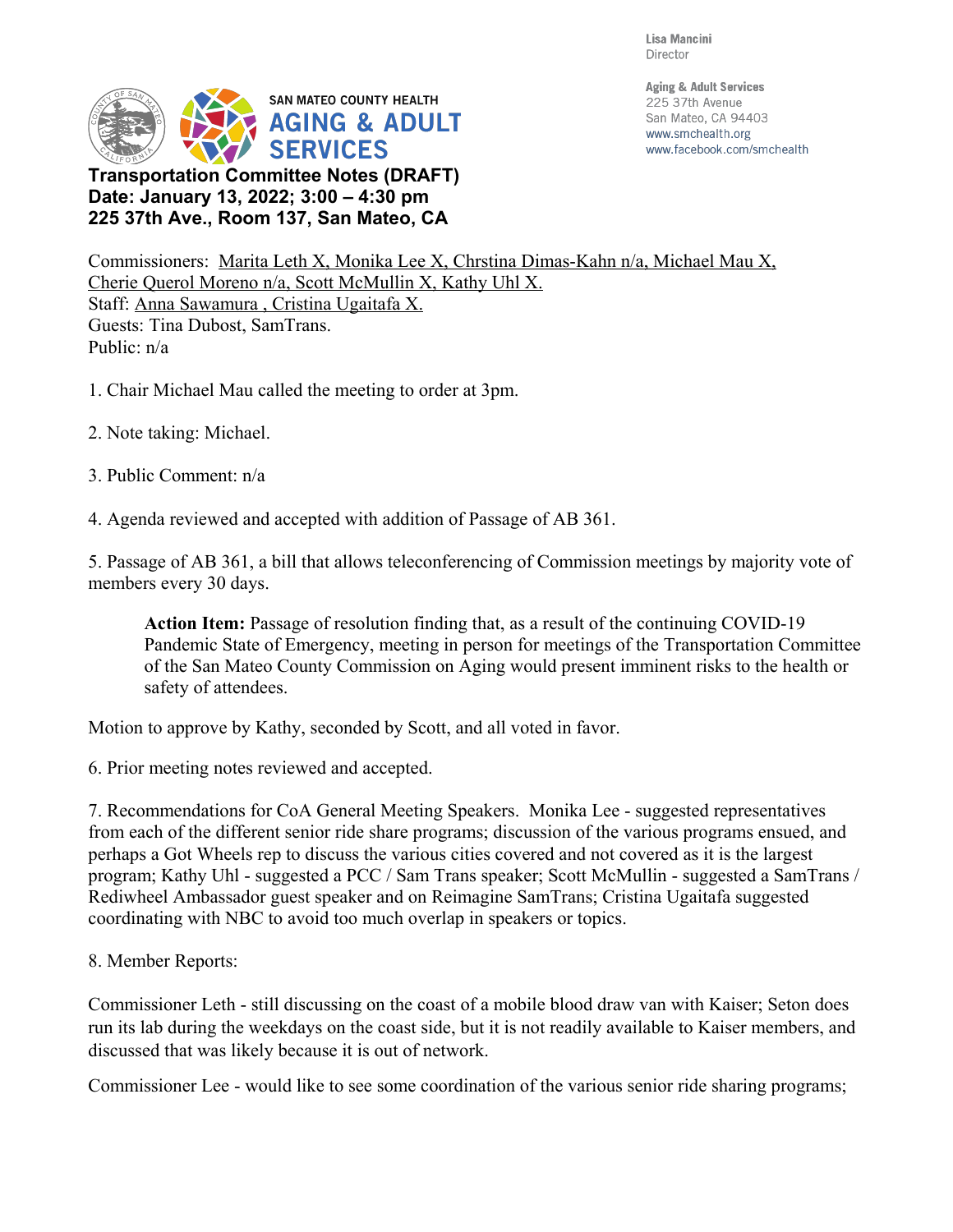Lisa Mancini
Director

Aging & Adult Services
225 37th Avenue
San Mateo, CA 94403
www.smchealth.org
www.facebook.com/smchealth

SAN MATEO COUNTY HEALTH
AGING & ADULT SERVICES

**Transportation Committee Notes (DRAFT)**
**Date: January 13, 2022; 3:00 – 4:30 pm**
**225 37th Ave., Room 137, San Mateo, CA**

Commissioners: Marita Leth X, Monika Lee X, Chrstina Dimas-Kahn n/a, Michael Mau X, Cherie Querol Moreno n/a, Scott McMullin X, Kathy Uhl X.
Staff: Anna Sawamura , Cristina Ugaitafa X.
Guests: Tina Dubost, SamTrans.
Public: n/a

1. Chair Michael Mau called the meeting to order at 3pm.

2. Note taking: Michael.

3. Public Comment: n/a

4. Agenda reviewed and accepted with addition of Passage of AB 361.

5. Passage of AB 361, a bill that allows teleconferencing of Commission meetings by majority vote of members every 30 days.

> **Action Item:** Passage of resolution finding that, as a result of the continuing COVID-19 Pandemic State of Emergency, meeting in person for meetings of the Transportation Committee of the San Mateo County Commission on Aging would present imminent risks to the health or safety of attendees.

Motion to approve by Kathy, seconded by Scott, and all voted in favor.

6. Prior meeting notes reviewed and accepted.

7. Recommendations for CoA General Meeting Speakers. Monika Lee - suggested representatives from each of the different senior ride share programs; discussion of the various programs ensued, and perhaps a Got Wheels rep to discuss the various cities covered and not covered as it is the largest program; Kathy Uhl - suggested a PCC / Sam Trans speaker; Scott McMullin - suggested a SamTrans / Rediwheel Ambassador guest speaker and on Reimagine SamTrans; Cristina Ugaitafa suggested coordinating with NBC to avoid too much overlap in speakers or topics.

8. Member Reports:

Commissioner Leth - still discussing on the coast of a mobile blood draw van with Kaiser; Seton does run its lab during the weekdays on the coast side, but it is not readily available to Kaiser members, and discussed that was likely because it is out of network.

Commissioner Lee - would like to see some coordination of the various senior ride sharing programs;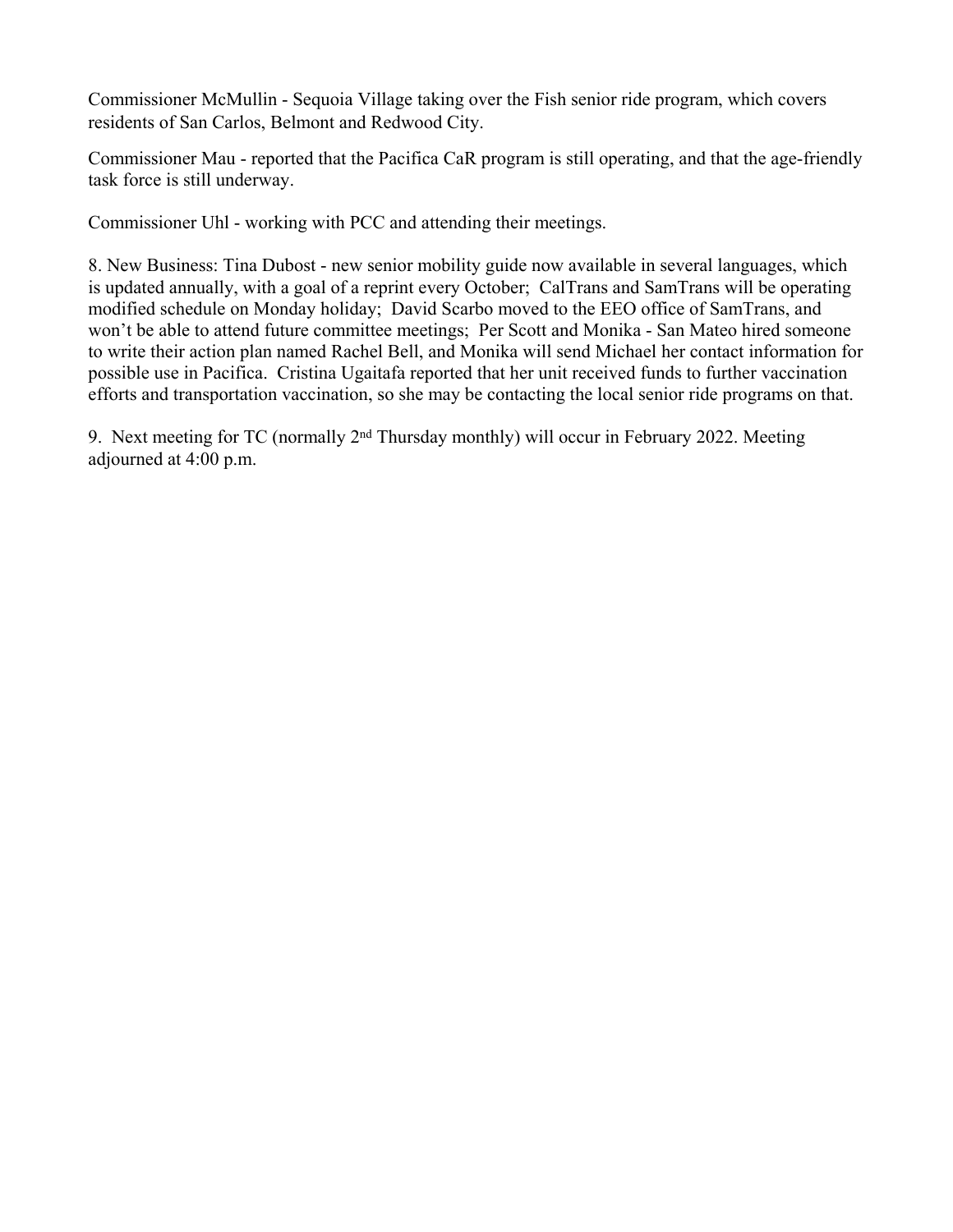Commissioner McMullin - Sequoia Village taking over the Fish senior ride program, which covers residents of San Carlos, Belmont and Redwood City.

Commissioner Mau - reported that the Pacifica CaR program is still operating, and that the age-friendly task force is still underway.

Commissioner Uhl - working with PCC and attending their meetings.

8. New Business: Tina Dubost - new senior mobility guide now available in several languages, which is updated annually, with a goal of a reprint every October; CalTrans and SamTrans will be operating modified schedule on Monday holiday; David Scarbo moved to the EEO office of SamTrans, and won't be able to attend future committee meetings; Per Scott and Monika - San Mateo hired someone to write their action plan named Rachel Bell, and Monika will send Michael her contact information for possible use in Pacifica. Cristina Ugaitafa reported that her unit received funds to further vaccination efforts and transportation vaccination, so she may be contacting the local senior ride programs on that.

9. Next meeting for TC (normally 2nd Thursday monthly) will occur in February 2022. Meeting adjourned at 4:00 p.m.